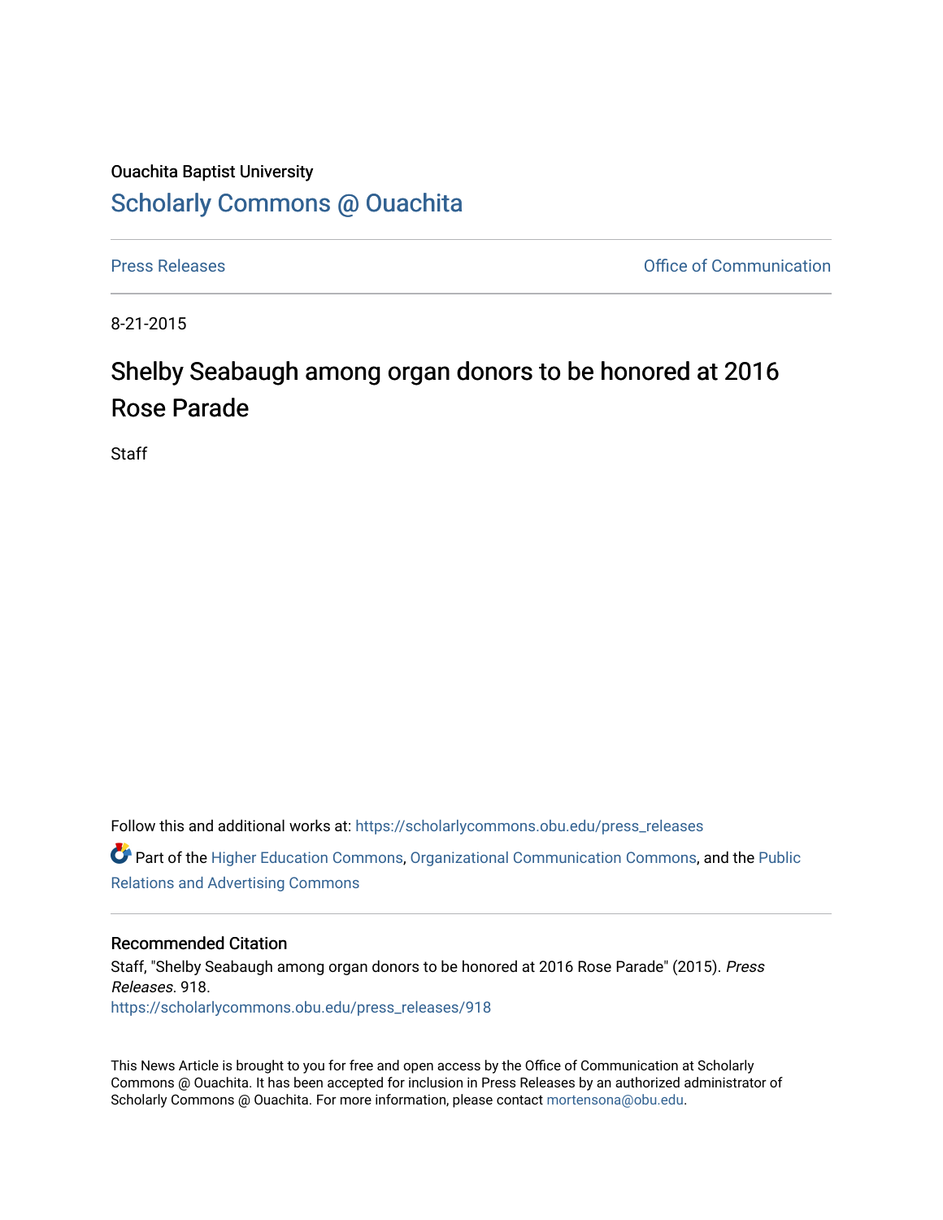Ouachita Baptist University

## Scholarly Commons @ Ouachita

Press Releases | Office of Communication

8-21-2015

# Shelby Seabaugh among organ donors to be honored at 2016 Rose Parade

Staff

Follow this and additional works at: https://scholarlycommons.obu.edu/press_releases

Part of the Higher Education Commons, Organizational Communication Commons, and the Public Relations and Advertising Commons

### Recommended Citation

Staff, "Shelby Seabaugh among organ donors to be honored at 2016 Rose Parade" (2015). *Press Releases*. 918.
https://scholarlycommons.obu.edu/press_releases/918

This News Article is brought to you for free and open access by the Office of Communication at Scholarly Commons @ Ouachita. It has been accepted for inclusion in Press Releases by an authorized administrator of Scholarly Commons @ Ouachita. For more information, please contact mortensona@obu.edu.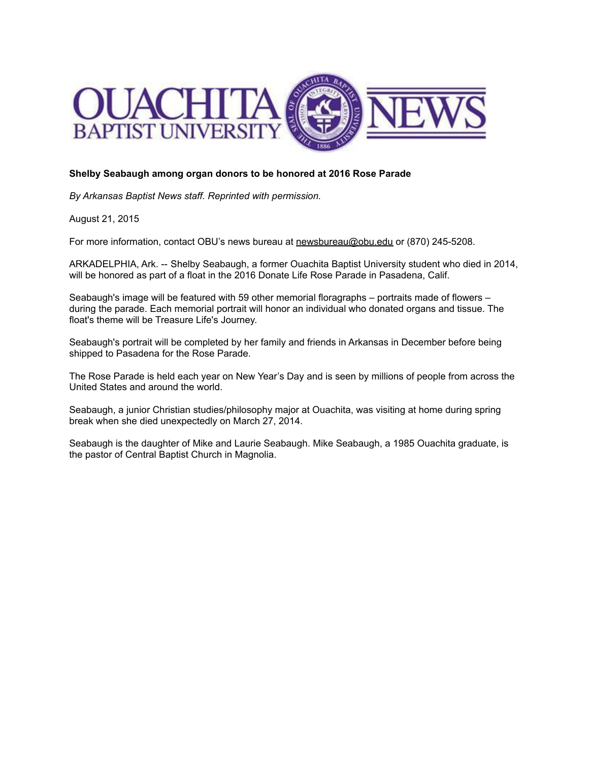**Shelby Seabaugh among organ donors to be honored at 2016 Rose Parade**

*By Arkansas Baptist News staff. Reprinted with permission.*

August 21, 2015

For more information, contact OBU's news bureau at newsbureau@obu.edu or (870) 245-5208.

ARKADELPHIA, Ark. -- Shelby Seabaugh, a former Ouachita Baptist University student who died in 2014, will be honored as part of a float in the 2016 Donate Life Rose Parade in Pasadena, Calif.

Seabaugh's image will be featured with 59 other memorial floragraphs – portraits made of flowers – during the parade. Each memorial portrait will honor an individual who donated organs and tissue. The float's theme will be Treasure Life's Journey.

Seabaugh's portrait will be completed by her family and friends in Arkansas in December before being shipped to Pasadena for the Rose Parade.

The Rose Parade is held each year on New Year's Day and is seen by millions of people from across the United States and around the world.

Seabaugh, a junior Christian studies/philosophy major at Ouachita, was visiting at home during spring break when she died unexpectedly on March 27, 2014.

Seabaugh is the daughter of Mike and Laurie Seabaugh. Mike Seabaugh, a 1985 Ouachita graduate, is the pastor of Central Baptist Church in Magnolia.